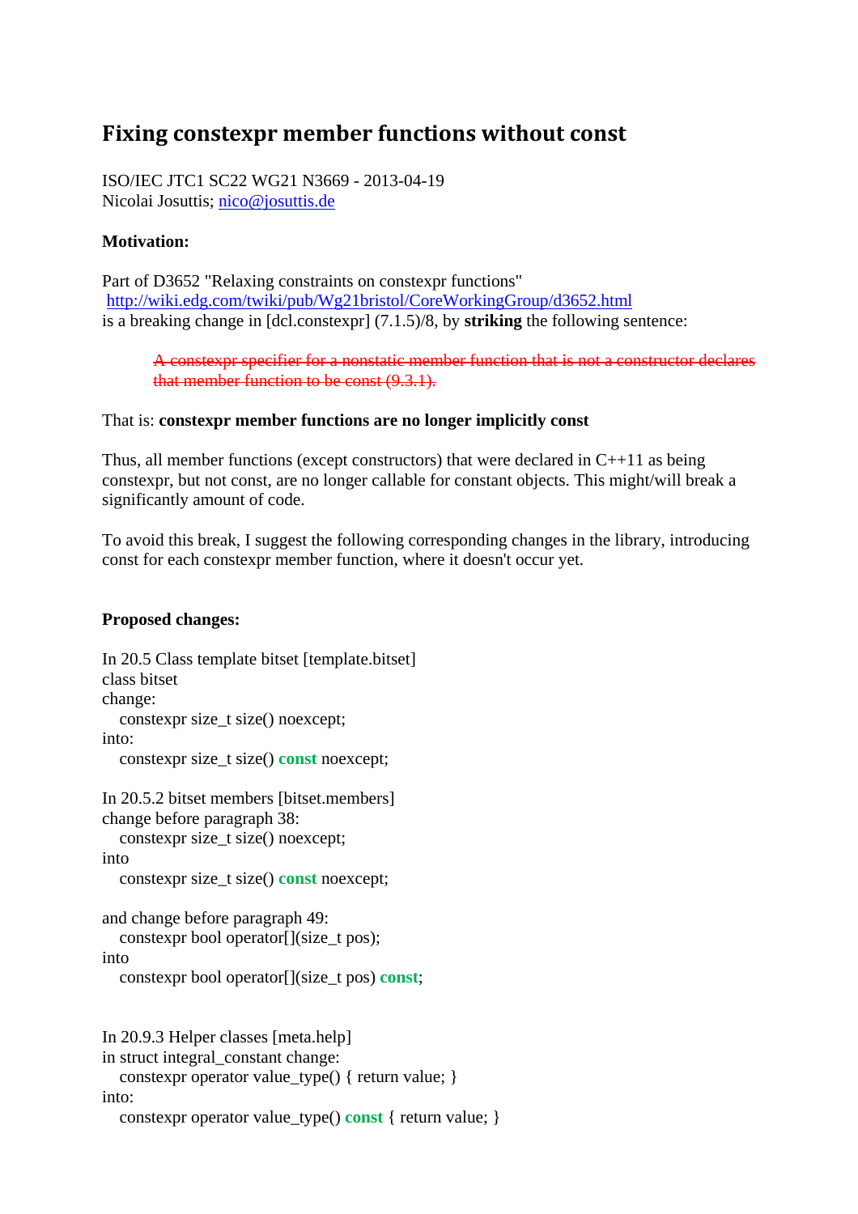# Fixing constexpr member functions without const

ISO/IEC JTC1 SC22 WG21 N3669 - 2013-04-19
Nicolai Josuttis; nico@josuttis.de

**Motivation:**

Part of D3652 "Relaxing constraints on constexpr functions"
http://wiki.edg.com/twiki/pub/Wg21bristol/CoreWorkingGroup/d3652.html
is a breaking change in [dcl.constexpr] (7.1.5)/8, by **striking** the following sentence:

> ~~A constexpr specifier for a nonstatic member function that is not a constructor declares that member function to be const (9.3.1).~~

That is: **constexpr member functions are no longer implicitly const**

Thus, all member functions (except constructors) that were declared in C++11 as being constexpr, but not const, are no longer callable for constant objects. This might/will break a significantly amount of code.

To avoid this break, I suggest the following corresponding changes in the library, introducing const for each constexpr member function, where it doesn't occur yet.

**Proposed changes:**

In 20.5 Class template bitset [template.bitset]
class bitset
change:

```
constexpr size_t size() noexcept;
```

into:

```
constexpr size_t size() const noexcept;
```

In 20.5.2 bitset members [bitset.members]
change before paragraph 38:

```
constexpr size_t size() noexcept;
```

into

```
constexpr size_t size() const noexcept;
```

and change before paragraph 49:

```
constexpr bool operator[](size_t pos);
```

into

```
constexpr bool operator[](size_t pos) const;
```

In 20.9.3 Helper classes [meta.help]
in struct integral_constant change:

```
constexpr operator value_type() { return value; }
```

into:

```
constexpr operator value_type() const { return value; }
```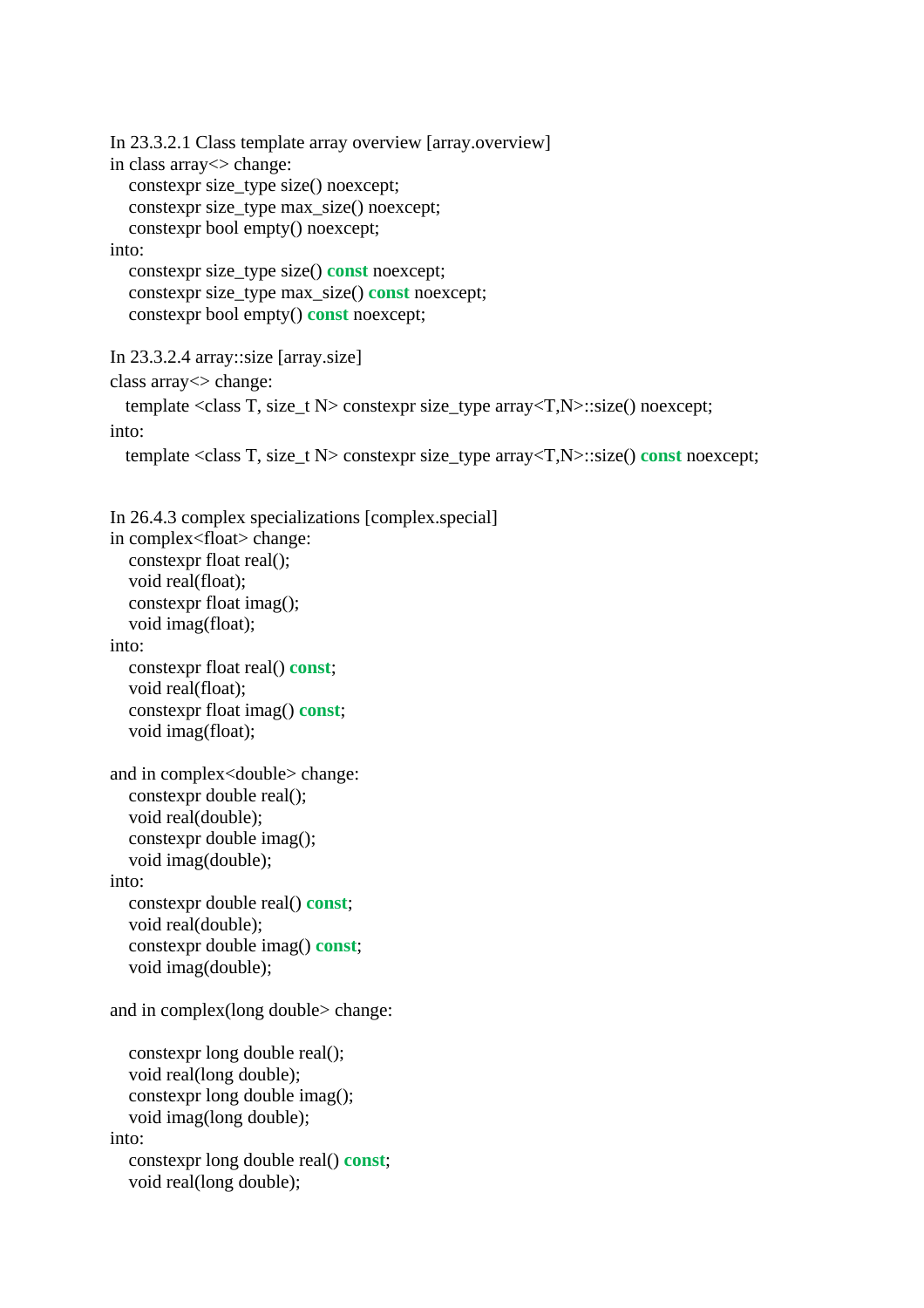In 23.3.2.1 Class template array overview [array.overview]
in class array<> change:

```
constexpr size_type size() noexcept;
constexpr size_type max_size() noexcept;
constexpr bool empty() noexcept;
```

into:

```
constexpr size_type size() const noexcept;
constexpr size_type max_size() const noexcept;
constexpr bool empty() const noexcept;
```

In 23.3.2.4 array::size [array.size]
class array<> change:

```
template <class T, size_t N> constexpr size_type array<T,N>::size() noexcept;
```

into:

```
template <class T, size_t N> constexpr size_type array<T,N>::size() const noexcept;
```

In 26.4.3 complex specializations [complex.special]
in complex<float> change:

```
constexpr float real();
void real(float);
constexpr float imag();
void imag(float);
```

into:

```
constexpr float real() const;
void real(float);
constexpr float imag() const;
void imag(float);
```

and in complex<double> change:

```
constexpr double real();
void real(double);
constexpr double imag();
void imag(double);
```

into:

```
constexpr double real() const;
void real(double);
constexpr double imag() const;
void imag(double);
```

and in complex(long double> change:

```
constexpr long double real();
void real(long double);
constexpr long double imag();
void imag(long double);
```

into:

```
constexpr long double real() const;
void real(long double);
```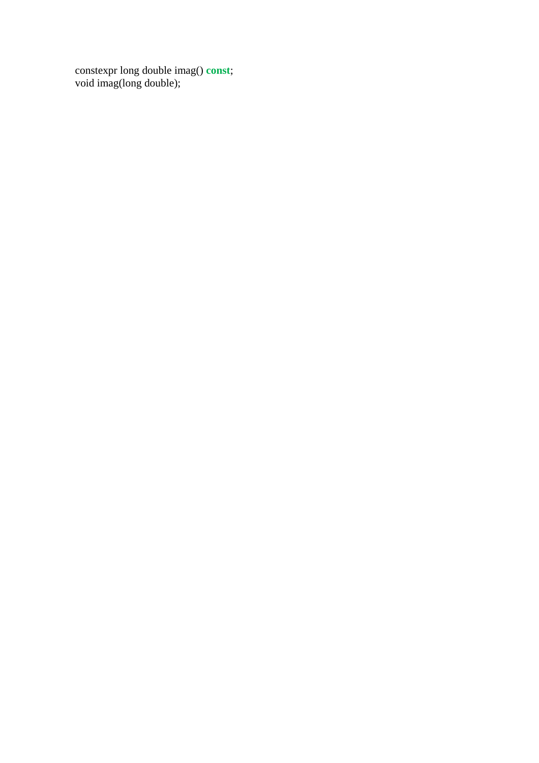constexpr long double imag() **const**;
void imag(long double);